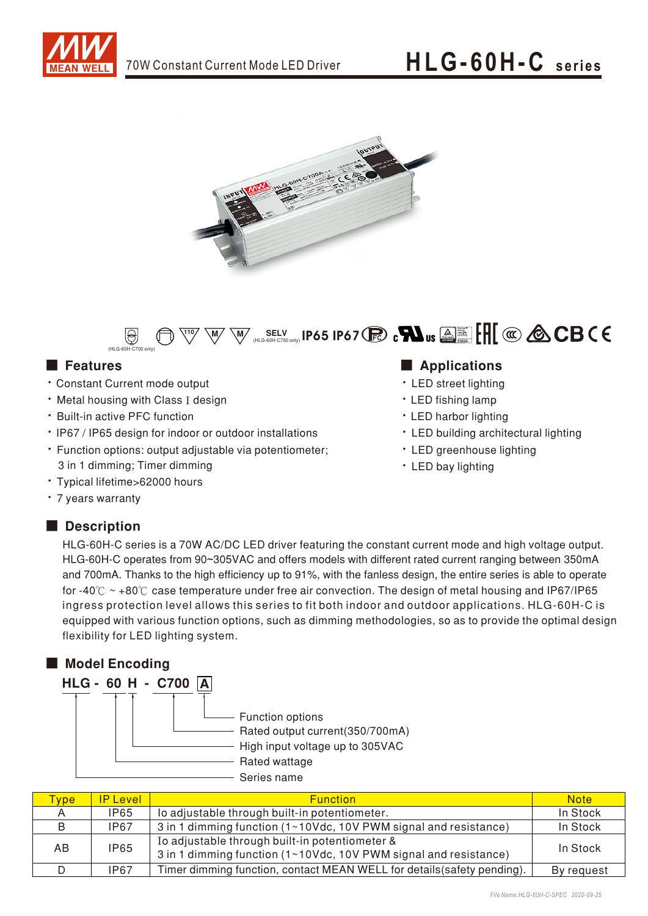# HLG-60H-C series

70W Constant Current Mode LED Driver

(HLG-60H-C700 only) SELV (HLG-60H-C700 only) IP65 IP67

## Features

- Constant Current mode output
- Metal housing with Class I design
- Built-in active PFC function
- IP67 / IP65 design for indoor or outdoor installations
- Function options: output adjustable via potentiometer; 3 in 1 dimming; Timer dimming
- Typical lifetime>62000 hours
- 7 years warranty

## Applications

- LED street lighting
- LED fishing lamp
- LED harbor lighting
- LED building architectural lighting
- LED greenhouse lighting
- LED bay lighting

## Description

HLG-60H-C series is a 70W AC/DC LED driver featuring the constant current mode and high voltage output. HLG-60H-C operates from 90~305VAC and offers models with different rated current ranging between 350mA and 700mA. Thanks to the high efficiency up to 91%, with the fanless design, the entire series is able to operate for -40℃ ~ +80℃ case temperature under free air convection. The design of metal housing and IP67/IP65 ingress protection level allows this series to fit both indoor and outdoor applications. HLG-60H-C is equipped with various function options, such as dimming methodologies, so as to provide the optimal design flexibility for LED lighting system.

## Model Encoding

**HLG - 60 H - C700 A**

- A: Function options
- C700: Rated output current(350/700mA)
- H: High input voltage up to 305VAC
- 60: Rated wattage
- HLG: Series name

| Type | IP Level | Function | Note |
|---|---|---|---|
| A | IP65 | Io adjustable through built-in potentiometer. | In Stock |
| B | IP67 | 3 in 1 dimming function (1~10Vdc, 10V PWM signal and resistance) | In Stock |
| AB | IP65 | Io adjustable through built-in potentiometer & 3 in 1 dimming function (1~10Vdc, 10V PWM signal and resistance) | In Stock |
| D | IP67 | Timer dimming function, contact MEAN WELL for details(safety pending). | By request |

File Name:HLG-60H-C-SPEC 2020-09-25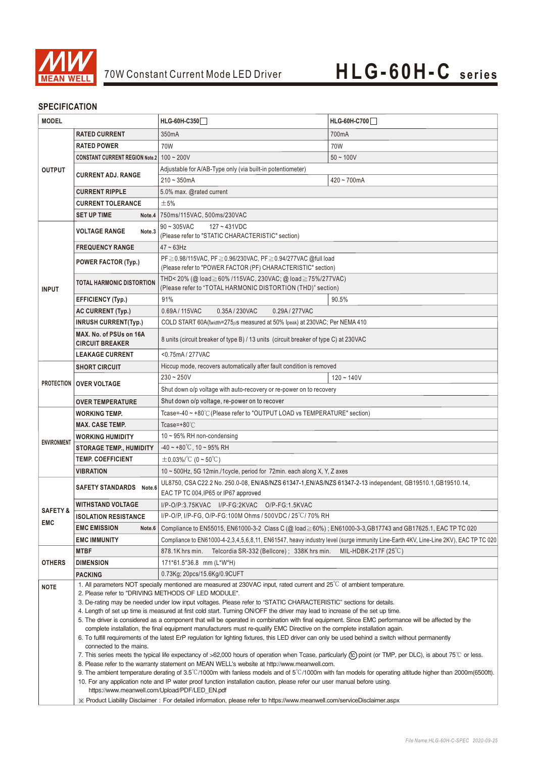# 70W Constant Current Mode LED Driver

# HLG-60H-C series

## SPECIFICATION

| MODEL | | HLG-60H-C350☐ | HLG-60H-C700☐ |
|---|---|---|---|
| OUTPUT | RATED CURRENT | 350mA | 700mA |
| | RATED POWER | 70W | 70W |
| | CONSTANT CURRENT REGION Note.2 | 100 ~ 200V | 50 ~ 100V |
| | CURRENT ADJ. RANGE | Adjustable for A/AB-Type only (via built-in potentiometer) | |
| | | 210 ~ 350mA | 420 ~ 700mA |
| | CURRENT RIPPLE | 5.0% max. @rated current | |
| | CURRENT TOLERANCE | ±5% | |
| | SET UP TIME Note.4 | 750ms/115VAC, 500ms/230VAC | |
| INPUT | VOLTAGE RANGE Note.3 | 90 ~ 305VAC 127 ~ 431VDC (Please refer to "STATIC CHARACTERISTIC" section) | |
| | FREQUENCY RANGE | 47 ~ 63Hz | |
| | POWER FACTOR (Typ.) | PF≧0.98/115VAC, PF≧0.96/230VAC, PF≧0.94/277VAC @full load (Please refer to "POWER FACTOR (PF) CHARACTERISTIC" section) | |
| | TOTAL HARMONIC DISTORTION | THD< 20% (@ load≧60% /115VAC, 230VAC; @ load≧75%/277VAC) (Please refer to "TOTAL HARMONIC DISTORTION (THD)" section) | |
| | EFFICIENCY (Typ.) | 91% | 90.5% |
| | AC CURRENT (Typ.) | 0.69A / 115VAC 0.35A / 230VAC 0.29A / 277VAC | |
| | INRUSH CURRENT(Typ.) | COLD START 60A(twidth=275μs measured at 50% Ipeak) at 230VAC; Per NEMA 410 | |
| | MAX. No. of PSUs on 16A CIRCUIT BREAKER | 8 units (circuit breaker of type B) / 13 units (circuit breaker of type C) at 230VAC | |
| | LEAKAGE CURRENT | <0.75mA / 277VAC | |
| PROTECTION | SHORT CIRCUIT | Hiccup mode, recovers automatically after fault condition is removed | |
| | OVER VOLTAGE | 230 ~ 250V | 120 ~ 140V |
| | | Shut down o/p voltage with auto-recovery or re-power on to recovery | |
| | OVER TEMPERATURE | Shut down o/p voltage, re-power on to recover | |
| ENVIRONMENT | WORKING TEMP. | Tcase=-40 ~ +80℃ (Please refer to "OUTPUT LOAD vs TEMPERATURE" section) | |
| | MAX. CASE TEMP. | Tcase=+80℃ | |
| | WORKING HUMIDITY | 10 ~ 95% RH non-condensing | |
| | STORAGE TEMP., HUMIDITY | -40 ~ +80℃, 10 ~ 95% RH | |
| | TEMP. COEFFICIENT | ±0.03%/℃ (0 ~ 50℃) | |
| | VIBRATION | 10 ~ 500Hz, 5G 12min./1cycle, period for 72min. each along X, Y, Z axes | |
| SAFETY & EMC | SAFETY STANDARDS Note.6 | UL8750, CSA C22.2 No. 250.0-08, EN/AS/NZS 61347-1,EN/AS/NZS 61347-2-13 independent, GB19510.1,GB19510.14, EAC TP TC 004,IP65 or IP67 approved | |
| | WITHSTAND VOLTAGE | I/P-O/P:3.75KVAC I/P-FG:2KVAC O/P-FG:1.5KVAC | |
| | ISOLATION RESISTANCE | I/P-O/P, I/P-FG, O/P-FG:100M Ohms / 500VDC / 25℃/ 70% RH | |
| | EMC EMISSION Note.6 | Compliance to EN55015, EN61000-3-2 Class C (@ load≧60%) ; EN61000-3-3,GB17743 and GB17625.1, EAC TP TC 020 | |
| | EMC IMMUNITY | Compliance to EN61000-4-2,3,4,5,6,8,11, EN61547, heavy industry level (surge immunity Line-Earth 4KV, Line-Line 2KV), EAC TP TC 020 | |
| OTHERS | MTBF | 878.1K hrs min. Telcordia SR-332 (Bellcore) ; 338K hrs min. MIL-HDBK-217F (25℃) | |
| | DIMENSION | 171*61.5*36.8 mm (L*W*H) | |
| | PACKING | 0.73Kg; 20pcs/15.6Kg/0.9CUFT | |

**NOTE**

1. All parameters NOT specially mentioned are measured at 230VAC input, rated current and 25℃ of ambient temperature.
2. Please refer to "DRIVING METHODS OF LED MODULE".
3. De-rating may be needed under low input voltages. Please refer to "STATIC CHARACTERISTIC" sections for details.
4. Length of set up time is measured at first cold start. Turning ON/OFF the driver may lead to increase of the set up time.
5. The driver is considered as a component that will be operated in combination with final equipment. Since EMC performance will be affected by the complete installation, the final equipment manufacturers must re-qualify EMC Directive on the complete installation again.
6. To fulfill requirements of the latest ErP regulation for lighting fixtures, this LED driver can only be used behind a switch without permanently connected to the mains.
7. This series meets the typical life expectancy of >62,000 hours of operation when Tcase, particularly (tc) point (or TMP, per DLC), is about 75℃ or less.
8. Please refer to the warranty statement on MEAN WELL's website at http://www.meanwell.com.
9. The ambient temperature derating of 3.5℃/1000m with fanless models and of 5℃/1000m with fan models for operating altitude higher than 2000m(6500ft).
10. For any application note and IP water proof function installation caution, please refer our user manual before using. https://www.meanwell.com/Upload/PDF/LED_EN.pdf

※ Product Liability Disclaimer : For detailed information, please refer to https://www.meanwell.com/serviceDisclaimer.aspx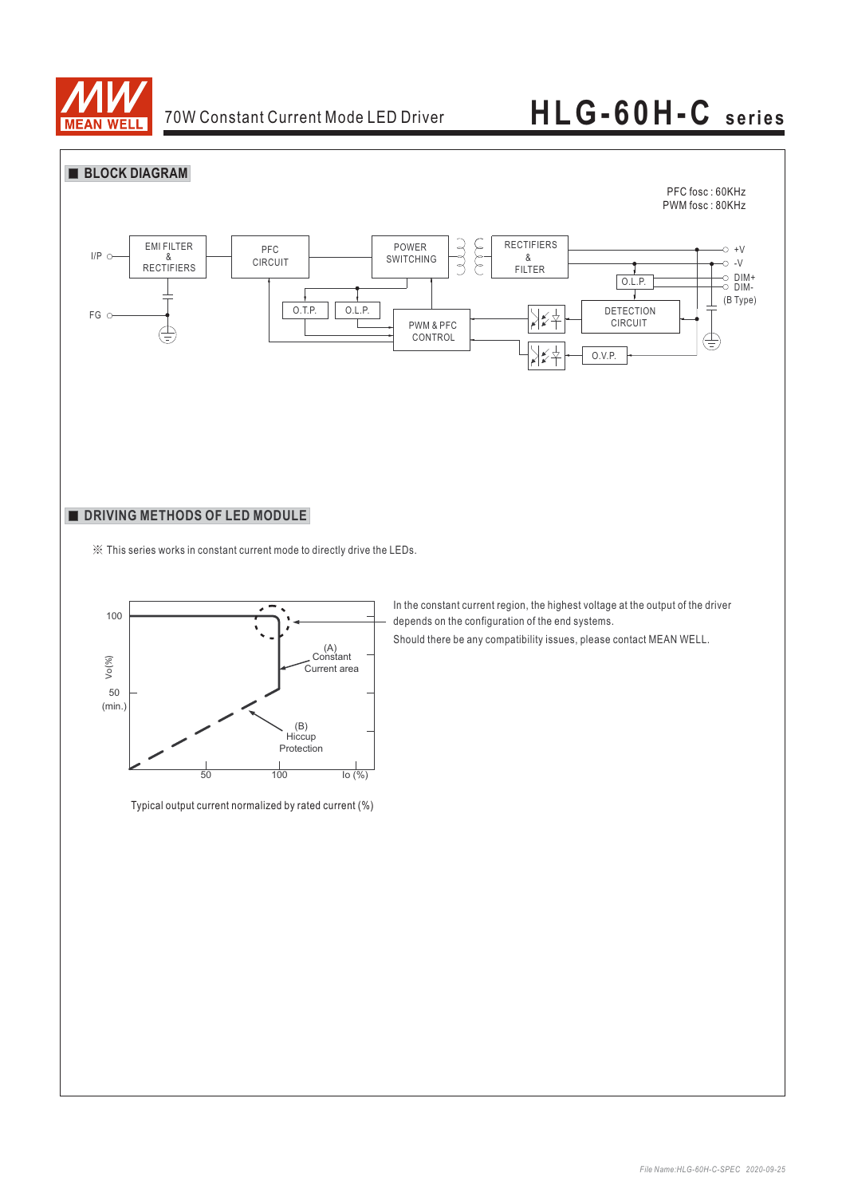## ■ BLOCK DIAGRAM

PFC fosc : 60KHz
PWM fosc : 80KHz

## ■ DRIVING METHODS OF LED MODULE

※ This series works in constant current mode to directly drive the LEDs.

In the constant current region, the highest voltage at the output of the driver depends on the configuration of the end systems.

Should there be any compatibility issues, please contact MEAN WELL.

Typical output current normalized by rated current (%)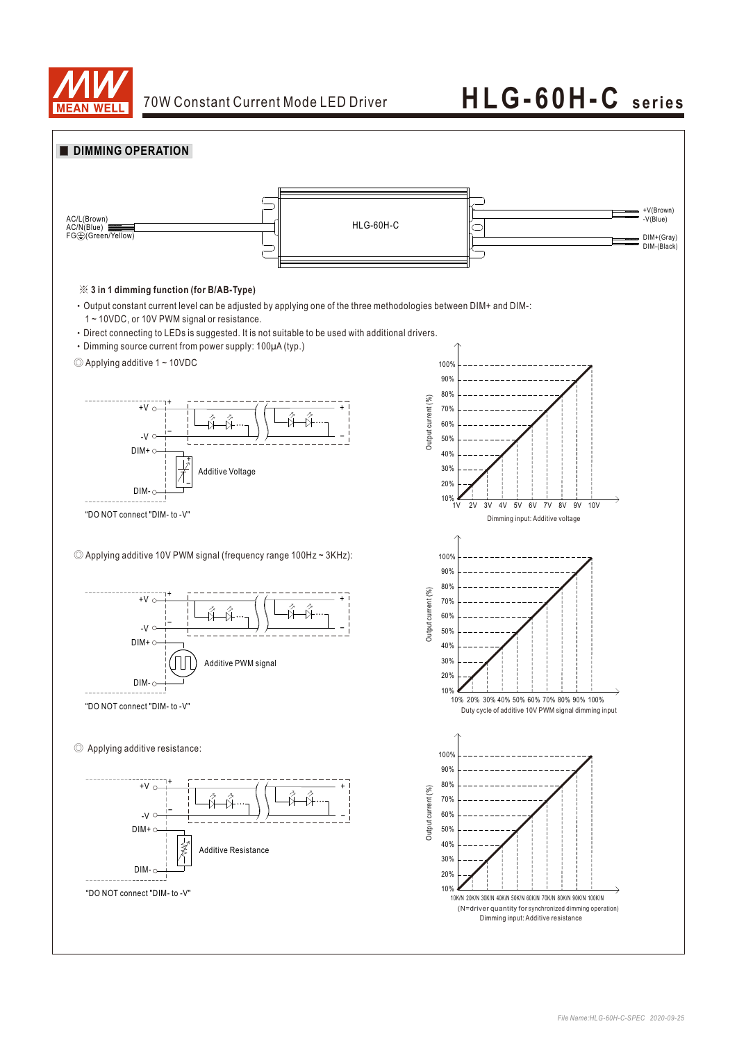## DIMMING OPERATION

AC/L(Brown)
AC/N(Blue)
FG⏚(Green/Yellow)

HLG-60H-C

+V(Brown)
-V(Blue)
DIM+(Gray)
DIM-(Black)

※ **3 in 1 dimming function (for B/AB-Type)**

- Output constant current level can be adjusted by applying one of the three methodologies between DIM+ and DIM-: 1 ~ 10VDC, or 10V PWM signal or resistance.
- Direct connecting to LEDs is suggested. It is not suitable to be used with additional drivers.
- Dimming source current from power supply: 100μA (typ.)

◎ Applying additive 1 ~ 10VDC

+V, -V, DIM+, DIM-, Additive Voltage

"DO NOT connect "DIM- to -V"

Output current (%): 10%, 20%, 30%, 40%, 50%, 60%, 70%, 80%, 90%, 100%

1V 2V 3V 4V 5V 6V 7V 8V 9V 10V

Dimming input: Additive voltage

◎ Applying additive 10V PWM signal (frequency range 100Hz ~ 3KHz):

+V, -V, DIM+, DIM-, Additive PWM signal

"DO NOT connect "DIM- to -V"

Output current (%): 10%, 20%, 30%, 40%, 50%, 60%, 70%, 80%, 90%, 100%

10% 20% 30% 40% 50% 60% 70% 80% 90% 100%

Duty cycle of additive 10V PWM signal dimming input

◎ Applying additive resistance:

+V, -V, DIM+, DIM-, Additive Resistance

"DO NOT connect "DIM- to -V"

Output current (%): 10%, 20%, 30%, 40%, 50%, 60%, 70%, 80%, 90%, 100%

10K/N 20K/N 30K/N 40K/N 50K/N 60K/N 70K/N 80K/N 90K/N 100K/N

(N=driver quantity for synchronized dimming operation)

Dimming input: Additive resistance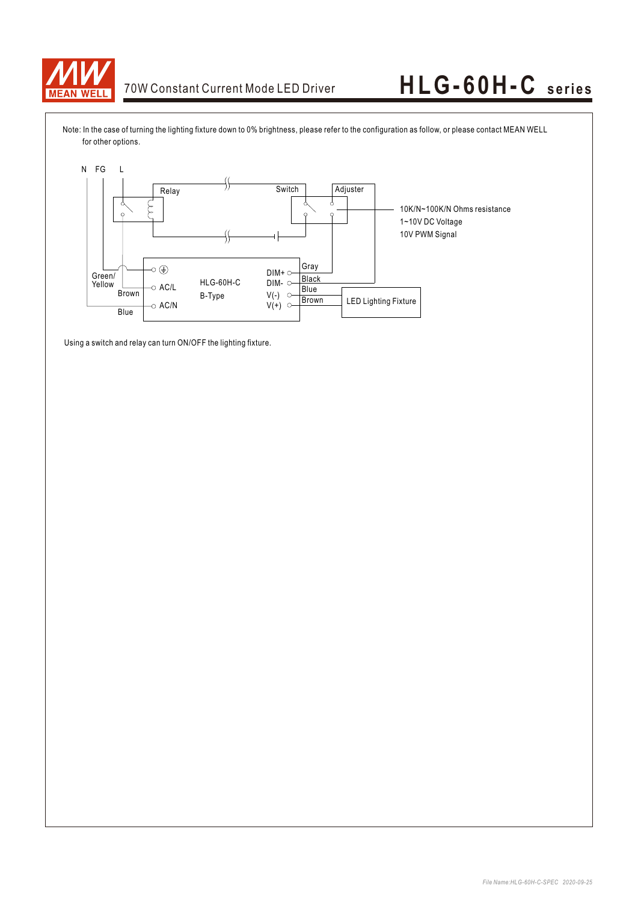Note: In the case of turning the lighting fixture down to 0% brightness, please refer to the configuration as follow, or please contact MEAN WELL for other options.

N FG L

Relay

Switch

Adjuster

10K/N~100K/N Ohms resistance
1~10V DC Voltage
10V PWM Signal

Green/ Yellow

Brown

Blue

AC/L

AC/N

HLG-60H-C
B-Type

DIM+
DIM-
V(-)
V(+)

Gray
Black
Blue
Brown

LED Lighting Fixture

Using a switch and relay can turn ON/OFF the lighting fixture.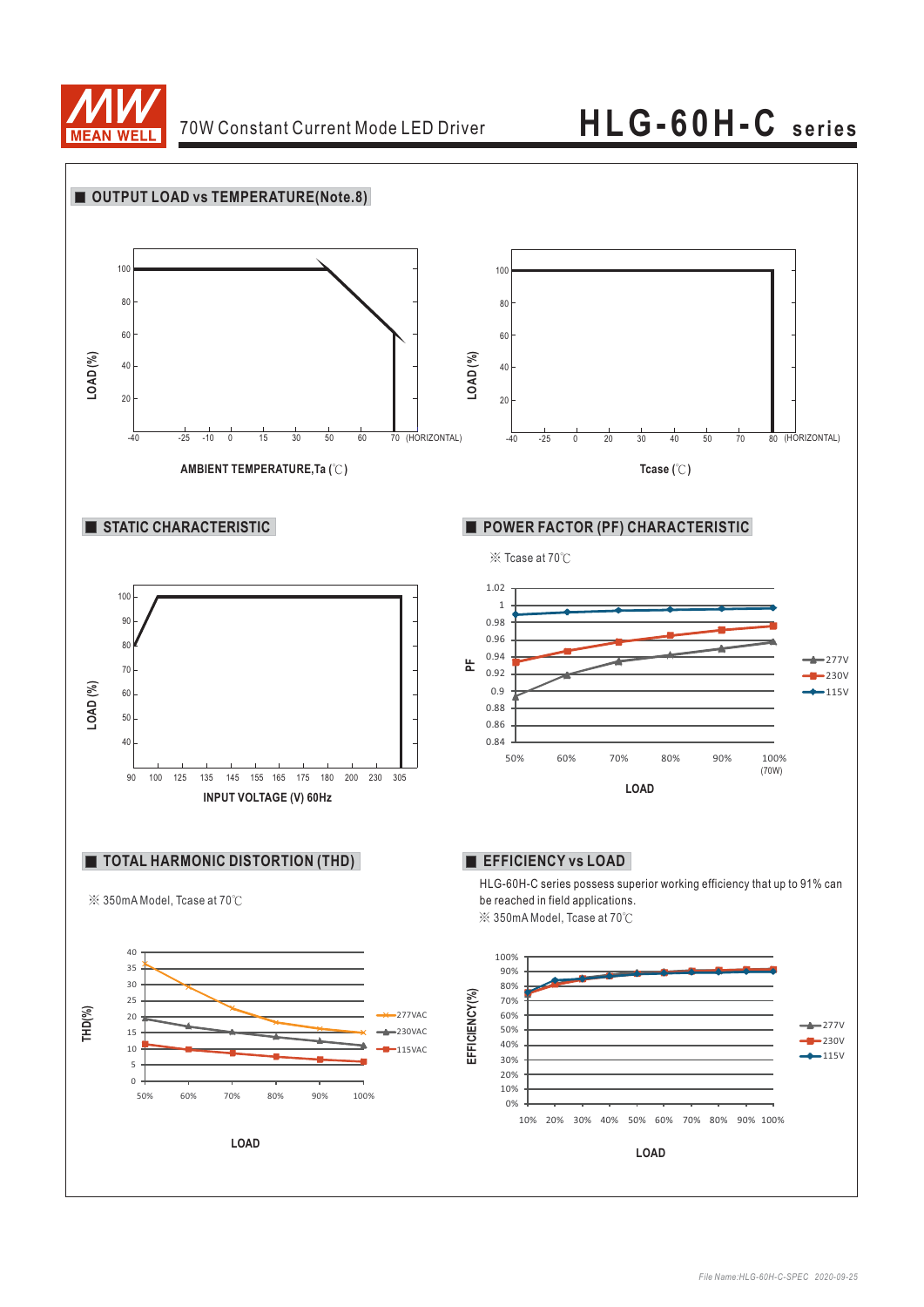## ■ OUTPUT LOAD vs TEMPERATURE(Note.8)

LOAD (%)

100 80 60 40 20

-40 -25 -10 0 15 30 50 60 70 (HORIZONTAL)

AMBIENT TEMPERATURE,Ta (℃)

LOAD (%)

100 80 60 40 20

-40 -25 0 20 30 40 50 70 80 (HORIZONTAL)

Tcase (℃)

## ■ STATIC CHARACTERISTIC

LOAD (%)

100 90 80 70 60 50 40

90 100 125 135 145 155 165 175 180 200 230 305

INPUT VOLTAGE (V) 60Hz

## ■ POWER FACTOR (PF) CHARACTERISTIC

※ Tcase at 70℃

PF

1.02 1 0.98 0.96 0.94 0.92 0.9 0.88 0.86 0.84

50% 60% 70% 80% 90% 100% (70W)

LOAD

277V 230V 115V

## ■ TOTAL HARMONIC DISTORTION (THD)

※ 350mA Model, Tcase at 70℃

THD(%)

40 35 30 25 20 15 10 5 0

50% 60% 70% 80% 90% 100%

LOAD

277VAC 230VAC 115VAC

## ■ EFFICIENCY vs LOAD

HLG-60H-C series possess superior working efficiency that up to 91% can be reached in field applications.

※ 350mA Model, Tcase at 70℃

EFFICIENCY(%)

100% 90% 80% 70% 60% 50% 40% 30% 20% 10% 0%

10% 20% 30% 40% 50% 60% 70% 80% 90% 100%

LOAD

277V 230V 115V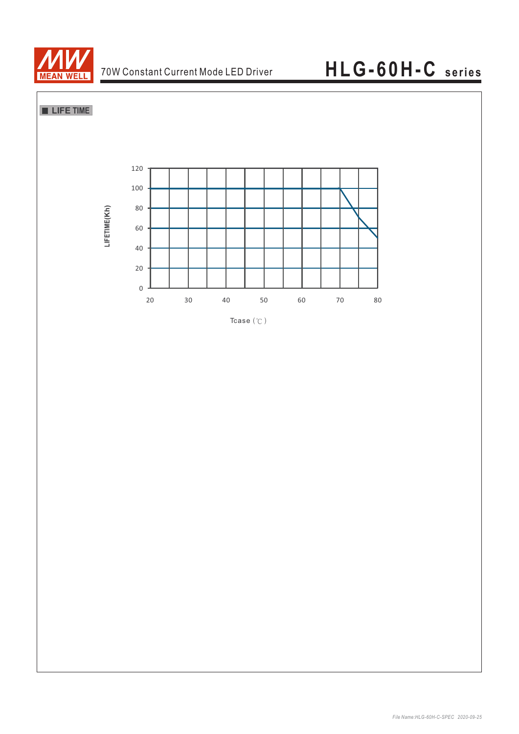## ■ LIFE TIME

LIFETIME(Kh)

120
100
80
60
40
20
0

20 30 40 50 60 70 80

Tcase (℃)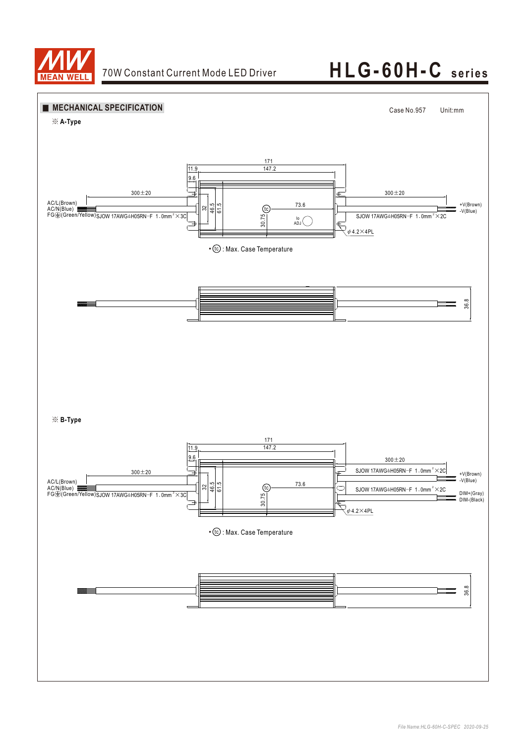## MECHANICAL SPECIFICATION

Case No.957 Unit:mm

### ※ A-Type

171

11.9

147.2

9.6

300±20

300±20

AC/L(Brown)

AC/N(Blue)

FG⏚(Green/Yellow) SJOW 17AWG&H05RN−F 1.0mm²×3C

32 46.5 61.5

tc

73.6

30.75

Io ADJ

+V(Brown)

-V(Blue)

SJOW 17AWG&H05RN−F 1.0mm²×2C

ψ4.2×4PL

• tc : Max. Case Temperature

36.8

### ※ B-Type

171

11.9

147.2

9.6

300±20

300±20

SJOW 17AWG&H05RN−F 1.0mm²×2C

AC/L(Brown)

AC/N(Blue)

FG⏚(Green/Yellow) SJOW 17AWG&H05RN−F 1.0mm²×3C

32 46.5 61.5

tc

73.6

30.75

+V(Brown)

-V(Blue)

SJOW 17AWG&H05RN−F 1.0mm²×2C

DIM+(Gray)

DIM-(Black)

ψ4.2×4PL

• tc : Max. Case Temperature

36.8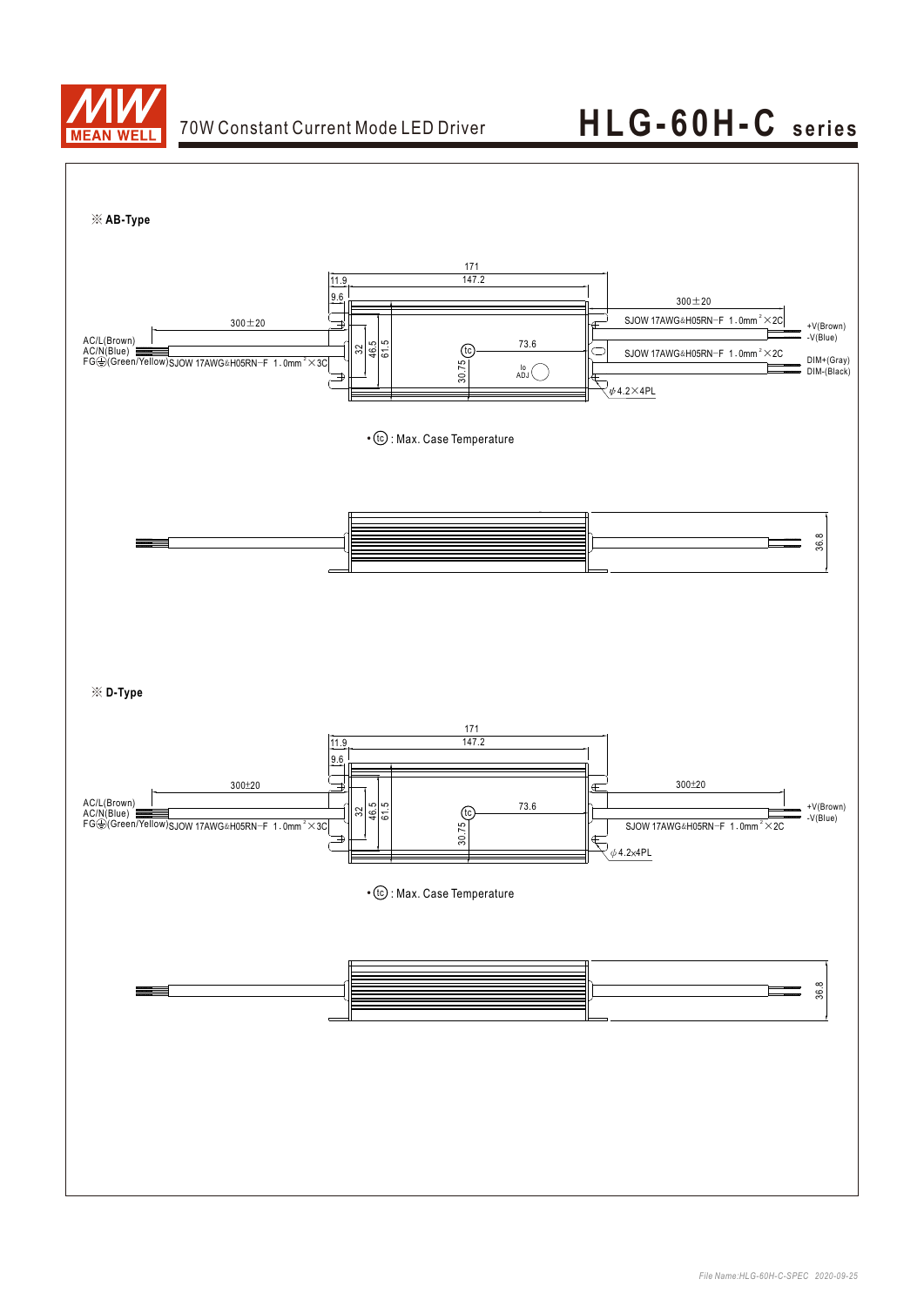※ **AB-Type**

171
147.2
11.9
9.6
300±20
300±20
AC/L(Brown)
AC/N(Blue)
FG⏚(Green/Yellow) SJOW 17AWG&H05RN−F 1.0mm$^2$×3C
32
46.5
61.5
30.75
tc
73.6
Io ADJ
SJOW 17AWG&H05RN−F 1.0mm$^2$×2C
+V(Brown)
-V(Blue)
SJOW 17AWG&H05RN−F 1.0mm$^2$×2C
DIM+(Gray)
DIM-(Black)
ϕ4.2×4PL

• ⓣⓒ : Max. Case Temperature

36.8

※ **D-Type**

171
147.2
11.9
9.6
300±20
300±20
AC/L(Brown)
AC/N(Blue)
FG⏚(Green/Yellow) SJOW 17AWG&H05RN−F 1.0mm$^2$×3C
32
46.5
61.5
30.75
tc
73.6
+V(Brown)
-V(Blue)
SJOW 17AWG&H05RN−F 1.0mm$^2$×2C
ϕ4.2x4PL

• ⓣⓒ : Max. Case Temperature

36.8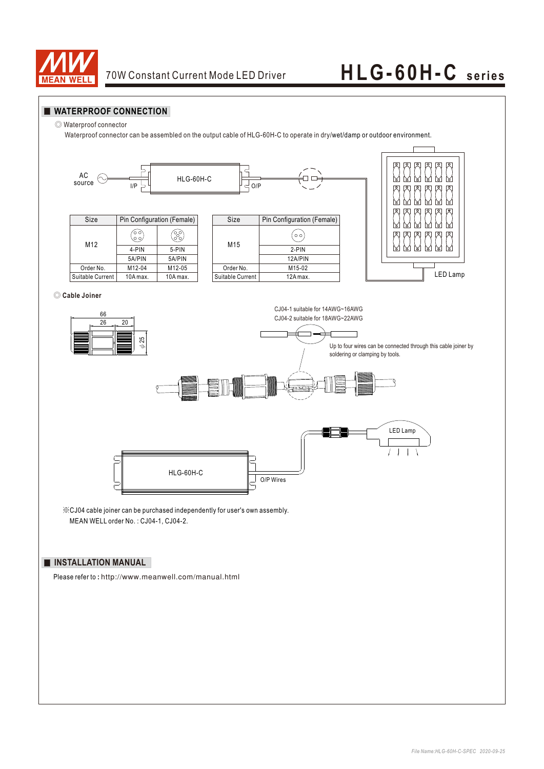## WATERPROOF CONNECTION

◎ Waterproof connector

Waterproof connector can be assembled on the output cable of HLG-60H-C to operate in dry/wet/damp or outdoor environment.

AC source

I/P

HLG-60H-C

O/P

LED Lamp

| Size | Pin Configuration (Female) | |
|---|---|---|
| M12 | 4-PIN | 5-PIN |
| | 5A/PIN | 5A/PIN |
| Order No. | M12-04 | M12-05 |
| Suitable Current | 10A max. | 10A max. |

| Size | Pin Configuration (Female) |
|---|---|
| M15 | 2-PIN |
| | 12A/PIN |
| Order No. | M15-02 |
| Suitable Current | 12A max. |

◎ **Cable Joiner**

66

26

20

φ 25

CJ04-1 suitable for 14AWG~16AWG

CJ04-2 suitable for 18AWG~22AWG

Up to four wires can be connected through this cable joiner by soldering or clamping by tools.

LED Lamp

HLG-60H-C

O/P Wires

※CJ04 cable joiner can be purchased independently for user's own assembly.
MEAN WELL order No. : CJ04-1, CJ04-2.

## INSTALLATION MANUAL

Please refer to **:** http://www.meanwell.com/manual.html